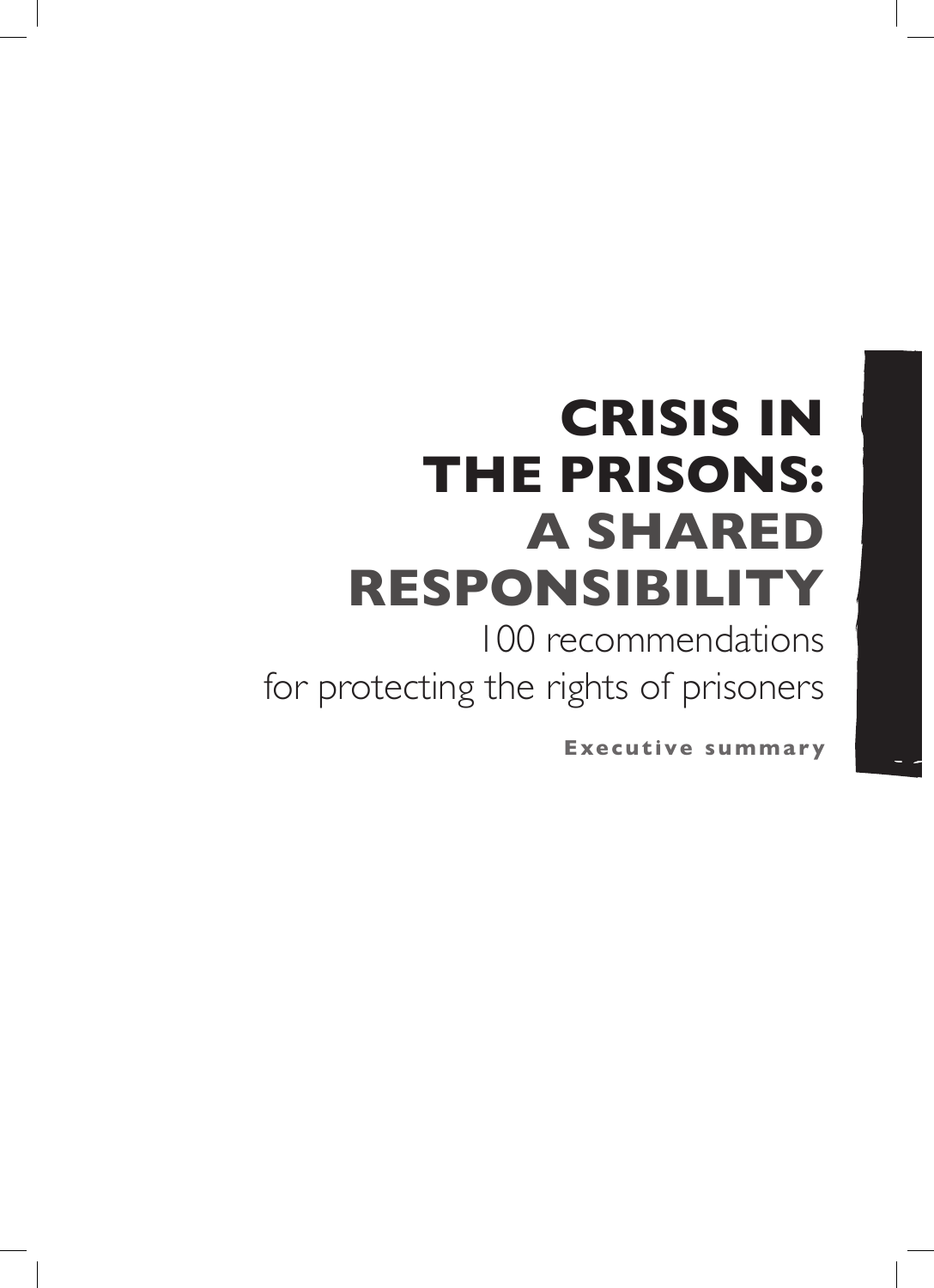# CRISIS IN THE PRISONS: A SHARED RESPONSIBILITY

100 recommendations for protecting the rights of prisoners

**Executive summary**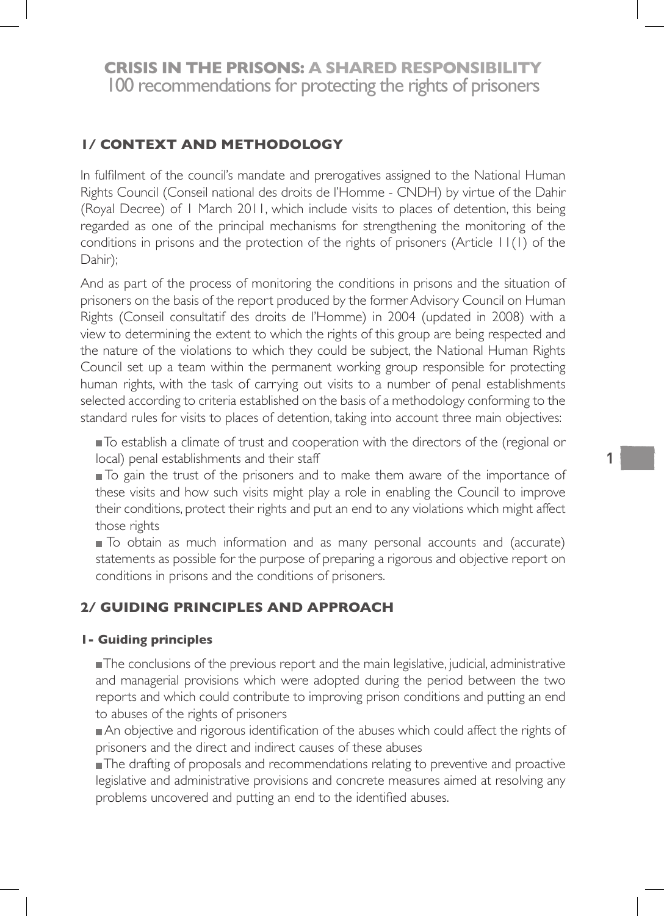# CRISIS IN THE PRISONS: A SHARED RESPONSIBILITY
## 100 recommendations for protecting the rights of prisoners

## 1/ CONTEXT AND METHODOLOGY

In fulfilment of the council's mandate and prerogatives assigned to the National Human Rights Council (Conseil national des droits de l'Homme - CNDH) by virtue of the Dahir (Royal Decree) of 1 March 2011, which include visits to places of detention, this being regarded as one of the principal mechanisms for strengthening the monitoring of the conditions in prisons and the protection of the rights of prisoners (Article 11(1) of the Dahir);

And as part of the process of monitoring the conditions in prisons and the situation of prisoners on the basis of the report produced by the former Advisory Council on Human Rights (Conseil consultatif des droits de l'Homme) in 2004 (updated in 2008) with a view to determining the extent to which the rights of this group are being respected and the nature of the violations to which they could be subject, the National Human Rights Council set up a team within the permanent working group responsible for protecting human rights, with the task of carrying out visits to a number of penal establishments selected according to criteria established on the basis of a methodology conforming to the standard rules for visits to places of detention, taking into account three main objectives:

- To establish a climate of trust and cooperation with the directors of the (regional or local) penal establishments and their staff
- To gain the trust of the prisoners and to make them aware of the importance of these visits and how such visits might play a role in enabling the Council to improve their conditions, protect their rights and put an end to any violations which might affect those rights
- To obtain as much information and as many personal accounts and (accurate) statements as possible for the purpose of preparing a rigorous and objective report on conditions in prisons and the conditions of prisoners.

## 2/ GUIDING PRINCIPLES AND APPROACH

### 1- Guiding principles

- The conclusions of the previous report and the main legislative, judicial, administrative and managerial provisions which were adopted during the period between the two reports and which could contribute to improving prison conditions and putting an end to abuses of the rights of prisoners
- An objective and rigorous identification of the abuses which could affect the rights of prisoners and the direct and indirect causes of these abuses
- The drafting of proposals and recommendations relating to preventive and proactive legislative and administrative provisions and concrete measures aimed at resolving any problems uncovered and putting an end to the identified abuses.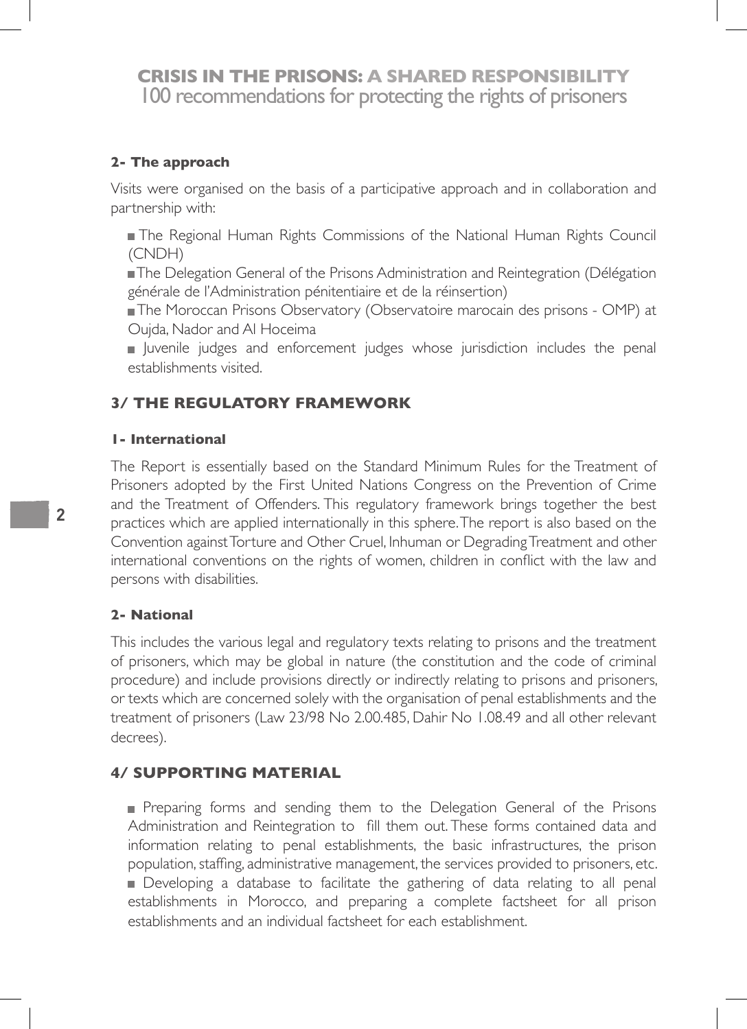#### 2- The approach

Visits were organised on the basis of a participative approach and in collaboration and partnership with:

- The Regional Human Rights Commissions of the National Human Rights Council (CNDH)
- The Delegation General of the Prisons Administration and Reintegration (Délégation générale de l'Administration pénitentiaire et de la réinsertion)
- The Moroccan Prisons Observatory (Observatoire marocain des prisons - OMP) at Oujda, Nador and Al Hoceima
- Juvenile judges and enforcement judges whose jurisdiction includes the penal establishments visited.

### 3/ THE REGULATORY FRAMEWORK

#### 1- International

The Report is essentially based on the Standard Minimum Rules for the Treatment of Prisoners adopted by the First United Nations Congress on the Prevention of Crime and the Treatment of Offenders. This regulatory framework brings together the best practices which are applied internationally in this sphere. The report is also based on the Convention against Torture and Other Cruel, Inhuman or Degrading Treatment and other international conventions on the rights of women, children in conflict with the law and persons with disabilities.

#### 2- National

This includes the various legal and regulatory texts relating to prisons and the treatment of prisoners, which may be global in nature (the constitution and the code of criminal procedure) and include provisions directly or indirectly relating to prisons and prisoners, or texts which are concerned solely with the organisation of penal establishments and the treatment of prisoners (Law 23/98 No 2.00.485, Dahir No 1.08.49 and all other relevant decrees).

### 4/ SUPPORTING MATERIAL

- Preparing forms and sending them to the Delegation General of the Prisons Administration and Reintegration to fill them out. These forms contained data and information relating to penal establishments, the basic infrastructures, the prison population, staffing, administrative management, the services provided to prisoners, etc.
- Developing a database to facilitate the gathering of data relating to all penal establishments in Morocco, and preparing a complete factsheet for all prison establishments and an individual factsheet for each establishment.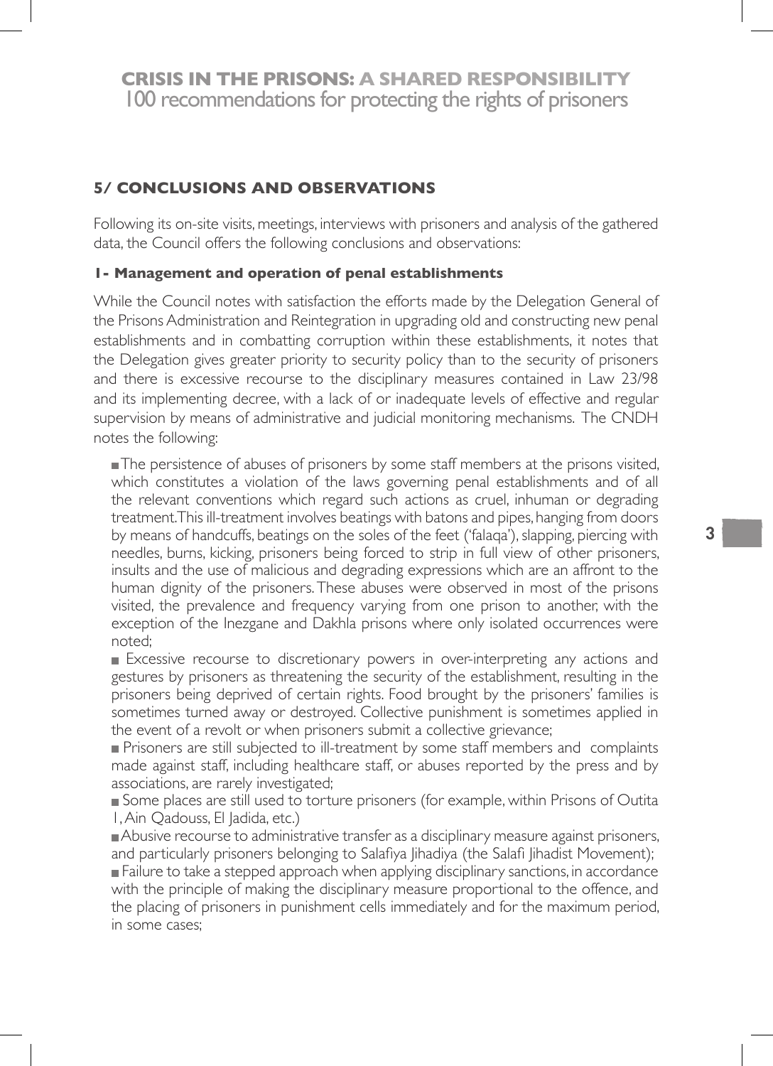## 5/ CONCLUSIONS AND OBSERVATIONS

Following its on-site visits, meetings, interviews with prisoners and analysis of the gathered data, the Council offers the following conclusions and observations:

### 1- Management and operation of penal establishments

While the Council notes with satisfaction the efforts made by the Delegation General of the Prisons Administration and Reintegration in upgrading old and constructing new penal establishments and in combatting corruption within these establishments, it notes that the Delegation gives greater priority to security policy than to the security of prisoners and there is excessive recourse to the disciplinary measures contained in Law 23/98 and its implementing decree, with a lack of or inadequate levels of effective and regular supervision by means of administrative and judicial monitoring mechanisms. The CNDH notes the following:

- The persistence of abuses of prisoners by some staff members at the prisons visited, which constitutes a violation of the laws governing penal establishments and of all the relevant conventions which regard such actions as cruel, inhuman or degrading treatment. This ill-treatment involves beatings with batons and pipes, hanging from doors by means of handcuffs, beatings on the soles of the feet ('falaqa'), slapping, piercing with needles, burns, kicking, prisoners being forced to strip in full view of other prisoners, insults and the use of malicious and degrading expressions which are an affront to the human dignity of the prisoners. These abuses were observed in most of the prisons visited, the prevalence and frequency varying from one prison to another, with the exception of the Inezgane and Dakhla prisons where only isolated occurrences were noted;
- Excessive recourse to discretionary powers in over-interpreting any actions and gestures by prisoners as threatening the security of the establishment, resulting in the prisoners being deprived of certain rights. Food brought by the prisoners' families is sometimes turned away or destroyed. Collective punishment is sometimes applied in the event of a revolt or when prisoners submit a collective grievance;
- Prisoners are still subjected to ill-treatment by some staff members and complaints made against staff, including healthcare staff, or abuses reported by the press and by associations, are rarely investigated;
- Some places are still used to torture prisoners (for example, within Prisons of Outita 1, Ain Qadouss, El Jadida, etc.)
- Abusive recourse to administrative transfer as a disciplinary measure against prisoners, and particularly prisoners belonging to Salafiya Jihadiya (the Salafi Jihadist Movement);
- Failure to take a stepped approach when applying disciplinary sanctions, in accordance with the principle of making the disciplinary measure proportional to the offence, and the placing of prisoners in punishment cells immediately and for the maximum period, in some cases;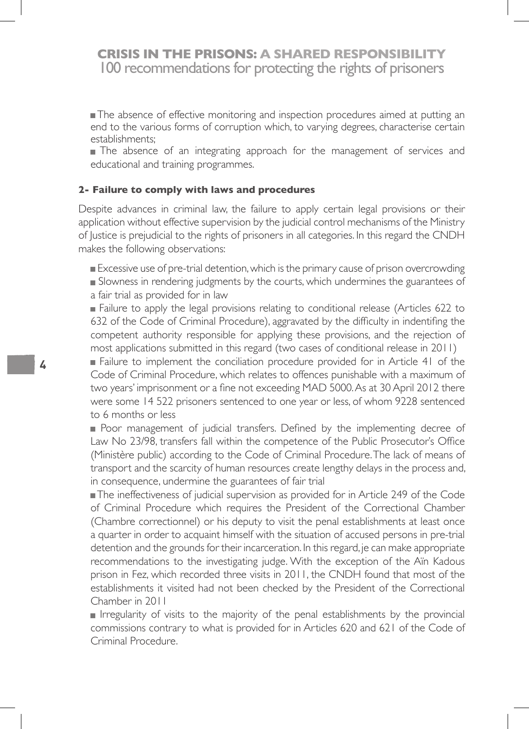- The absence of effective monitoring and inspection procedures aimed at putting an end to the various forms of corruption which, to varying degrees, characterise certain establishments;
- The absence of an integrating approach for the management of services and educational and training programmes.

**2- Failure to comply with laws and procedures**

Despite advances in criminal law, the failure to apply certain legal provisions or their application without effective supervision by the judicial control mechanisms of the Ministry of Justice is prejudicial to the rights of prisoners in all categories. In this regard the CNDH makes the following observations:

- Excessive use of pre-trial detention, which is the primary cause of prison overcrowding
- Slowness in rendering judgments by the courts, which undermines the guarantees of a fair trial as provided for in law
- Failure to apply the legal provisions relating to conditional release (Articles 622 to 632 of the Code of Criminal Procedure), aggravated by the difficulty in indentifing the competent authority responsible for applying these provisions, and the rejection of most applications submitted in this regard (two cases of conditional release in 2011)
- Failure to implement the conciliation procedure provided for in Article 41 of the Code of Criminal Procedure, which relates to offences punishable with a maximum of two years' imprisonment or a fine not exceeding MAD 5000. As at 30 April 2012 there were some 14 522 prisoners sentenced to one year or less, of whom 9228 sentenced to 6 months or less
- Poor management of judicial transfers. Defined by the implementing decree of Law No 23/98, transfers fall within the competence of the Public Prosecutor's Office (Ministère public) according to the Code of Criminal Procedure. The lack of means of transport and the scarcity of human resources create lengthy delays in the process and, in consequence, undermine the guarantees of fair trial
- The ineffectiveness of judicial supervision as provided for in Article 249 of the Code of Criminal Procedure which requires the President of the Correctional Chamber (Chambre correctionnel) or his deputy to visit the penal establishments at least once a quarter in order to acquaint himself with the situation of accused persons in pre-trial detention and the grounds for their incarceration. In this regard, je can make appropriate recommendations to the investigating judge. With the exception of the Aïn Kadous prison in Fez, which recorded three visits in 2011, the CNDH found that most of the establishments it visited had not been checked by the President of the Correctional Chamber in 2011
- Irregularity of visits to the majority of the penal establishments by the provincial commissions contrary to what is provided for in Articles 620 and 621 of the Code of Criminal Procedure.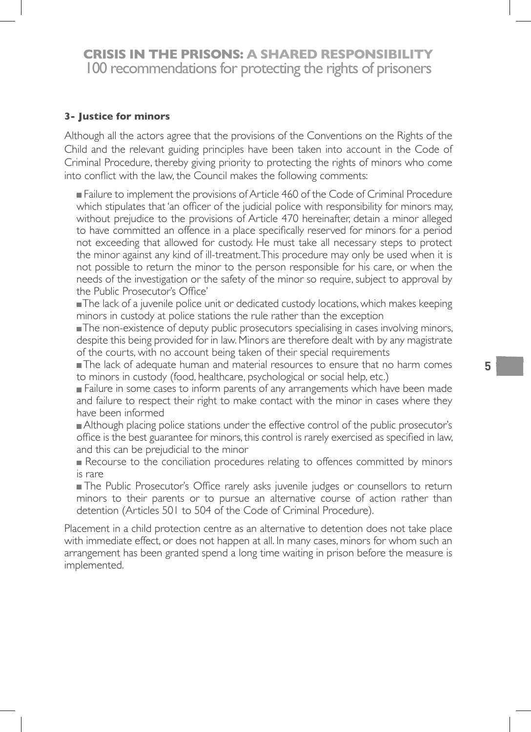### 3- Justice for minors

Although all the actors agree that the provisions of the Conventions on the Rights of the Child and the relevant guiding principles have been taken into account in the Code of Criminal Procedure, thereby giving priority to protecting the rights of minors who come into conflict with the law, the Council makes the following comments:

- Failure to implement the provisions of Article 460 of the Code of Criminal Procedure which stipulates that 'an officer of the judicial police with responsibility for minors may, without prejudice to the provisions of Article 470 hereinafter, detain a minor alleged to have committed an offence in a place specifically reserved for minors for a period not exceeding that allowed for custody. He must take all necessary steps to protect the minor against any kind of ill-treatment. This procedure may only be used when it is not possible to return the minor to the person responsible for his care, or when the needs of the investigation or the safety of the minor so require, subject to approval by the Public Prosecutor's Office'
- The lack of a juvenile police unit or dedicated custody locations, which makes keeping minors in custody at police stations the rule rather than the exception
- The non-existence of deputy public prosecutors specialising in cases involving minors, despite this being provided for in law. Minors are therefore dealt with by any magistrate of the courts, with no account being taken of their special requirements
- The lack of adequate human and material resources to ensure that no harm comes to minors in custody (food, healthcare, psychological or social help, etc.)
- Failure in some cases to inform parents of any arrangements which have been made and failure to respect their right to make contact with the minor in cases where they have been informed
- Although placing police stations under the effective control of the public prosecutor's office is the best guarantee for minors, this control is rarely exercised as specified in law, and this can be prejudicial to the minor
- Recourse to the conciliation procedures relating to offences committed by minors is rare
- The Public Prosecutor's Office rarely asks juvenile judges or counsellors to return minors to their parents or to pursue an alternative course of action rather than detention (Articles 501 to 504 of the Code of Criminal Procedure).

Placement in a child protection centre as an alternative to detention does not take place with immediate effect, or does not happen at all. In many cases, minors for whom such an arrangement has been granted spend a long time waiting in prison before the measure is implemented.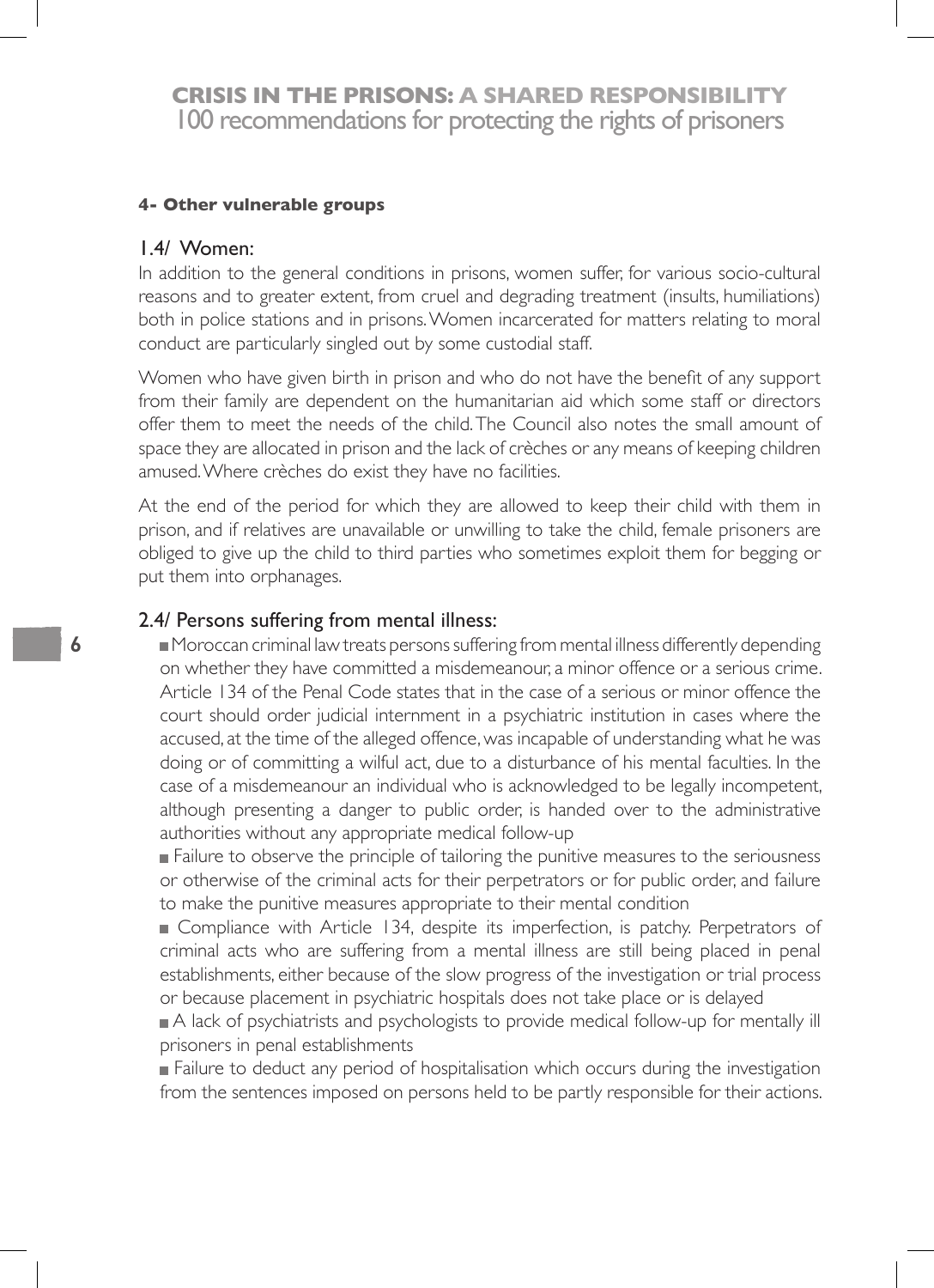#### 4- Other vulnerable groups

### 1.4/ Women:

In addition to the general conditions in prisons, women suffer, for various socio-cultural reasons and to greater extent, from cruel and degrading treatment (insults, humiliations) both in police stations and in prisons. Women incarcerated for matters relating to moral conduct are particularly singled out by some custodial staff.

Women who have given birth in prison and who do not have the benefit of any support from their family are dependent on the humanitarian aid which some staff or directors offer them to meet the needs of the child. The Council also notes the small amount of space they are allocated in prison and the lack of crèches or any means of keeping children amused. Where crèches do exist they have no facilities.

At the end of the period for which they are allowed to keep their child with them in prison, and if relatives are unavailable or unwilling to take the child, female prisoners are obliged to give up the child to third parties who sometimes exploit them for begging or put them into orphanages.

### 2.4/ Persons suffering from mental illness:

- Moroccan criminal law treats persons suffering from mental illness differently depending on whether they have committed a misdemeanour, a minor offence or a serious crime. Article 134 of the Penal Code states that in the case of a serious or minor offence the court should order judicial internment in a psychiatric institution in cases where the accused, at the time of the alleged offence, was incapable of understanding what he was doing or of committing a wilful act, due to a disturbance of his mental faculties. In the case of a misdemeanour an individual who is acknowledged to be legally incompetent, although presenting a danger to public order, is handed over to the administrative authorities without any appropriate medical follow-up
- Failure to observe the principle of tailoring the punitive measures to the seriousness or otherwise of the criminal acts for their perpetrators or for public order, and failure to make the punitive measures appropriate to their mental condition
- Compliance with Article 134, despite its imperfection, is patchy. Perpetrators of criminal acts who are suffering from a mental illness are still being placed in penal establishments, either because of the slow progress of the investigation or trial process or because placement in psychiatric hospitals does not take place or is delayed
- A lack of psychiatrists and psychologists to provide medical follow-up for mentally ill prisoners in penal establishments
- Failure to deduct any period of hospitalisation which occurs during the investigation from the sentences imposed on persons held to be partly responsible for their actions.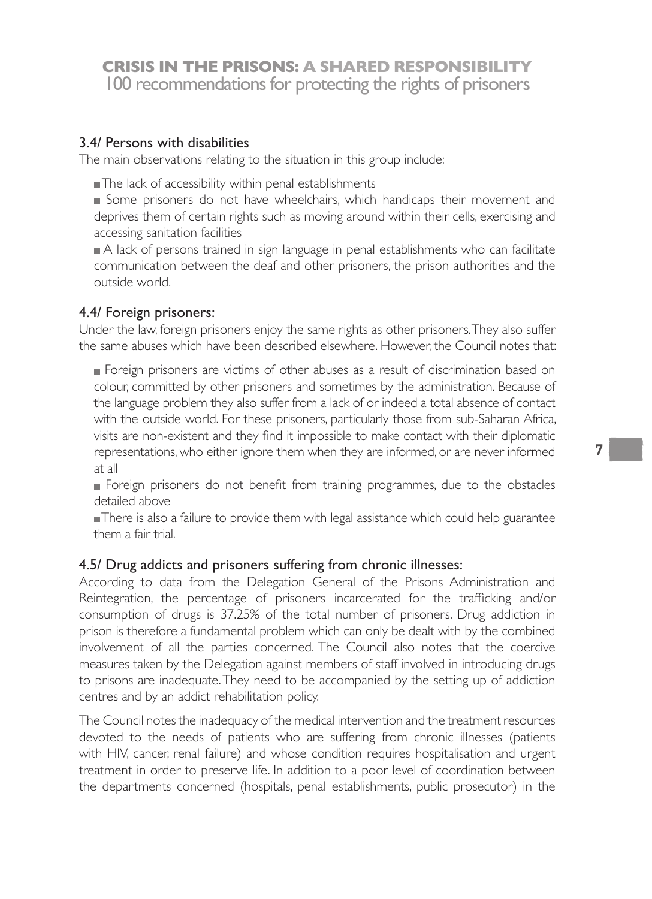### 3.4/ Persons with disabilities

The main observations relating to the situation in this group include:

- The lack of accessibility within penal establishments
- Some prisoners do not have wheelchairs, which handicaps their movement and deprives them of certain rights such as moving around within their cells, exercising and accessing sanitation facilities
- A lack of persons trained in sign language in penal establishments who can facilitate communication between the deaf and other prisoners, the prison authorities and the outside world.

### 4.4/ Foreign prisoners:

Under the law, foreign prisoners enjoy the same rights as other prisoners. They also suffer the same abuses which have been described elsewhere. However, the Council notes that:

- Foreign prisoners are victims of other abuses as a result of discrimination based on colour, committed by other prisoners and sometimes by the administration. Because of the language problem they also suffer from a lack of or indeed a total absence of contact with the outside world. For these prisoners, particularly those from sub-Saharan Africa, visits are non-existent and they find it impossible to make contact with their diplomatic representations, who either ignore them when they are informed, or are never informed at all
- Foreign prisoners do not benefit from training programmes, due to the obstacles detailed above
- There is also a failure to provide them with legal assistance which could help guarantee them a fair trial.

### 4.5/ Drug addicts and prisoners suffering from chronic illnesses:

According to data from the Delegation General of the Prisons Administration and Reintegration, the percentage of prisoners incarcerated for the trafficking and/or consumption of drugs is 37.25% of the total number of prisoners. Drug addiction in prison is therefore a fundamental problem which can only be dealt with by the combined involvement of all the parties concerned. The Council also notes that the coercive measures taken by the Delegation against members of staff involved in introducing drugs to prisons are inadequate. They need to be accompanied by the setting up of addiction centres and by an addict rehabilitation policy.

The Council notes the inadequacy of the medical intervention and the treatment resources devoted to the needs of patients who are suffering from chronic illnesses (patients with HIV, cancer, renal failure) and whose condition requires hospitalisation and urgent treatment in order to preserve life. In addition to a poor level of coordination between the departments concerned (hospitals, penal establishments, public prosecutor) in the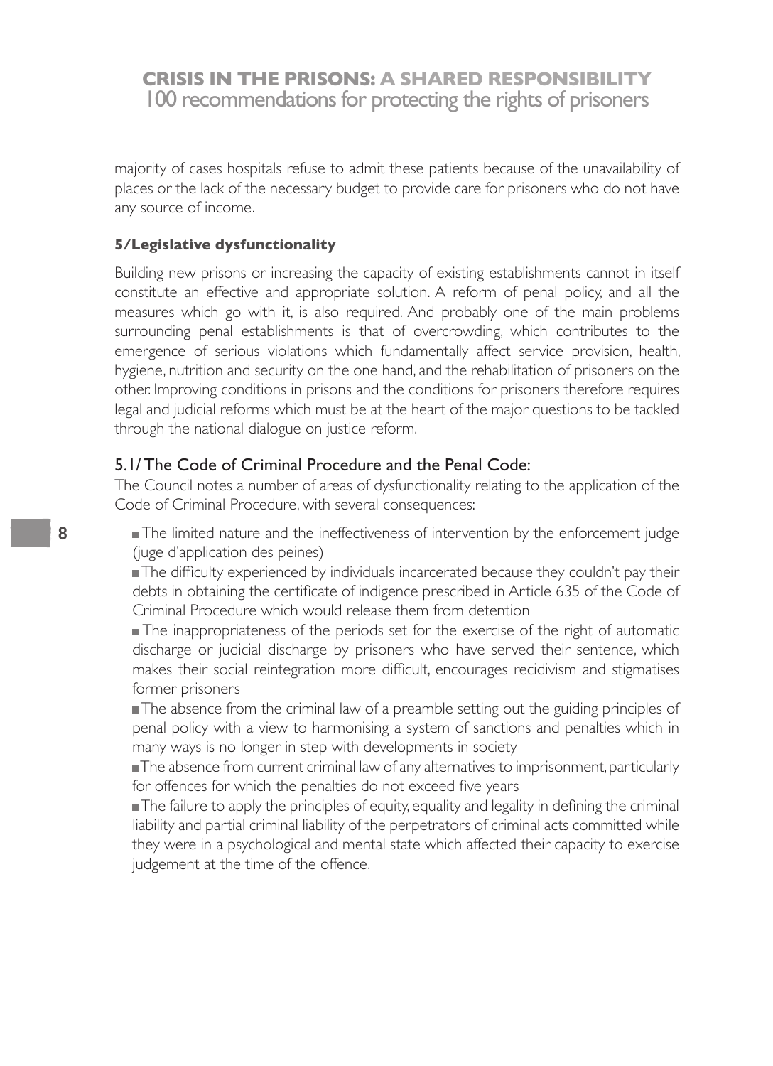majority of cases hospitals refuse to admit these patients because of the unavailability of places or the lack of the necessary budget to provide care for prisoners who do not have any source of income.

#### 5/Legislative dysfunctionality

Building new prisons or increasing the capacity of existing establishments cannot in itself constitute an effective and appropriate solution. A reform of penal policy, and all the measures which go with it, is also required. And probably one of the main problems surrounding penal establishments is that of overcrowding, which contributes to the emergence of serious violations which fundamentally affect service provision, health, hygiene, nutrition and security on the one hand, and the rehabilitation of prisoners on the other. Improving conditions in prisons and the conditions for prisoners therefore requires legal and judicial reforms which must be at the heart of the major questions to be tackled through the national dialogue on justice reform.

### 5.1/ The Code of Criminal Procedure and the Penal Code:

The Council notes a number of areas of dysfunctionality relating to the application of the Code of Criminal Procedure, with several consequences:

- The limited nature and the ineffectiveness of intervention by the enforcement judge (juge d'application des peines)
- The difficulty experienced by individuals incarcerated because they couldn't pay their debts in obtaining the certificate of indigence prescribed in Article 635 of the Code of Criminal Procedure which would release them from detention
- The inappropriateness of the periods set for the exercise of the right of automatic discharge or judicial discharge by prisoners who have served their sentence, which makes their social reintegration more difficult, encourages recidivism and stigmatises former prisoners
- The absence from the criminal law of a preamble setting out the guiding principles of penal policy with a view to harmonising a system of sanctions and penalties which in many ways is no longer in step with developments in society
- The absence from current criminal law of any alternatives to imprisonment, particularly for offences for which the penalties do not exceed five years
- The failure to apply the principles of equity, equality and legality in defining the criminal liability and partial criminal liability of the perpetrators of criminal acts committed while they were in a psychological and mental state which affected their capacity to exercise judgement at the time of the offence.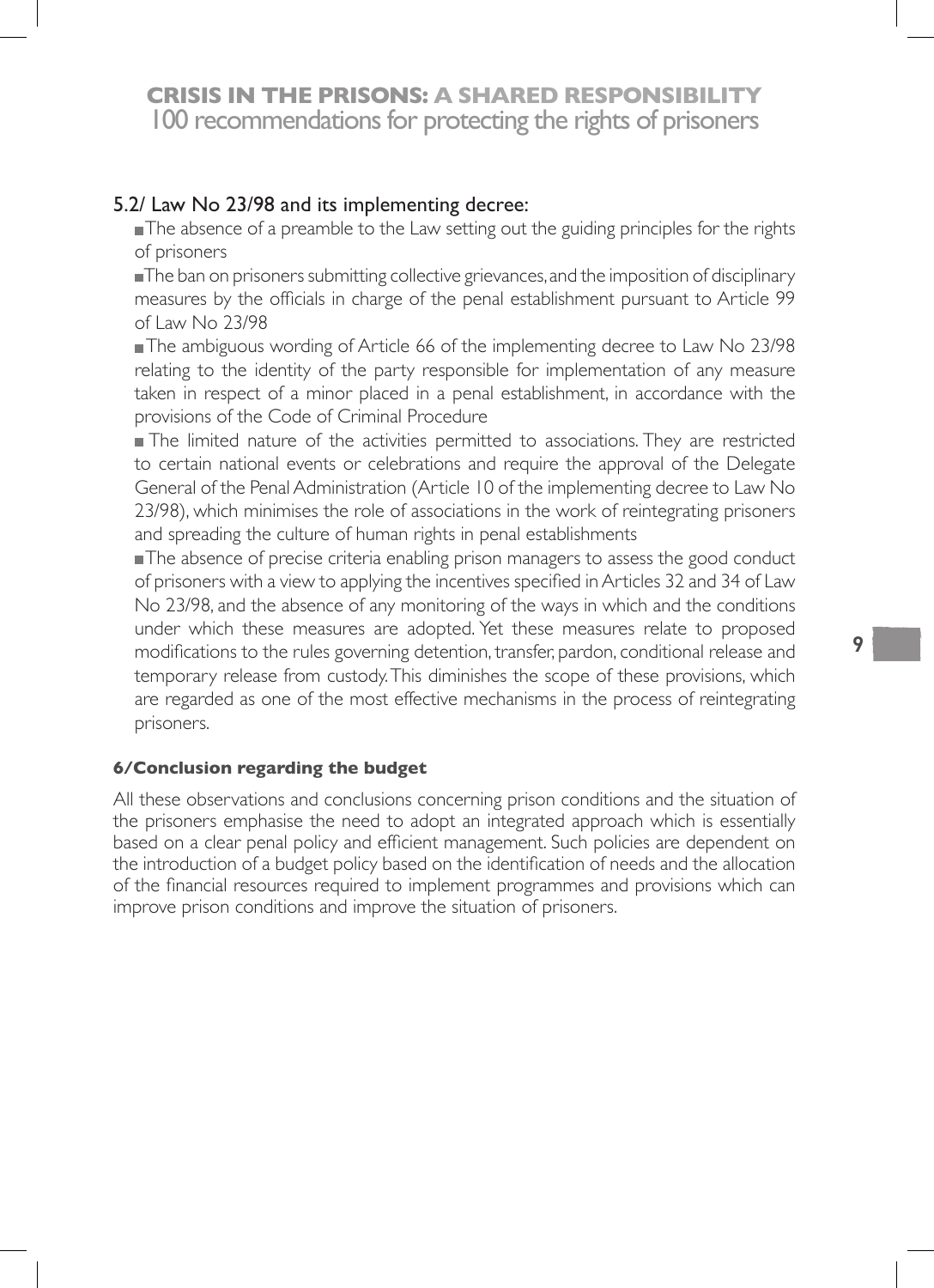### 5.2/ Law No 23/98 and its implementing decree:

- The absence of a preamble to the Law setting out the guiding principles for the rights of prisoners
- The ban on prisoners submitting collective grievances, and the imposition of disciplinary measures by the officials in charge of the penal establishment pursuant to Article 99 of Law No 23/98
- The ambiguous wording of Article 66 of the implementing decree to Law No 23/98 relating to the identity of the party responsible for implementation of any measure taken in respect of a minor placed in a penal establishment, in accordance with the provisions of the Code of Criminal Procedure
- The limited nature of the activities permitted to associations. They are restricted to certain national events or celebrations and require the approval of the Delegate General of the Penal Administration (Article 10 of the implementing decree to Law No 23/98), which minimises the role of associations in the work of reintegrating prisoners and spreading the culture of human rights in penal establishments
- The absence of precise criteria enabling prison managers to assess the good conduct of prisoners with a view to applying the incentives specified in Articles 32 and 34 of Law No 23/98, and the absence of any monitoring of the ways in which and the conditions under which these measures are adopted. Yet these measures relate to proposed modifications to the rules governing detention, transfer, pardon, conditional release and temporary release from custody. This diminishes the scope of these provisions, which are regarded as one of the most effective mechanisms in the process of reintegrating prisoners.

#### 6/Conclusion regarding the budget

All these observations and conclusions concerning prison conditions and the situation of the prisoners emphasise the need to adopt an integrated approach which is essentially based on a clear penal policy and efficient management. Such policies are dependent on the introduction of a budget policy based on the identification of needs and the allocation of the financial resources required to implement programmes and provisions which can improve prison conditions and improve the situation of prisoners.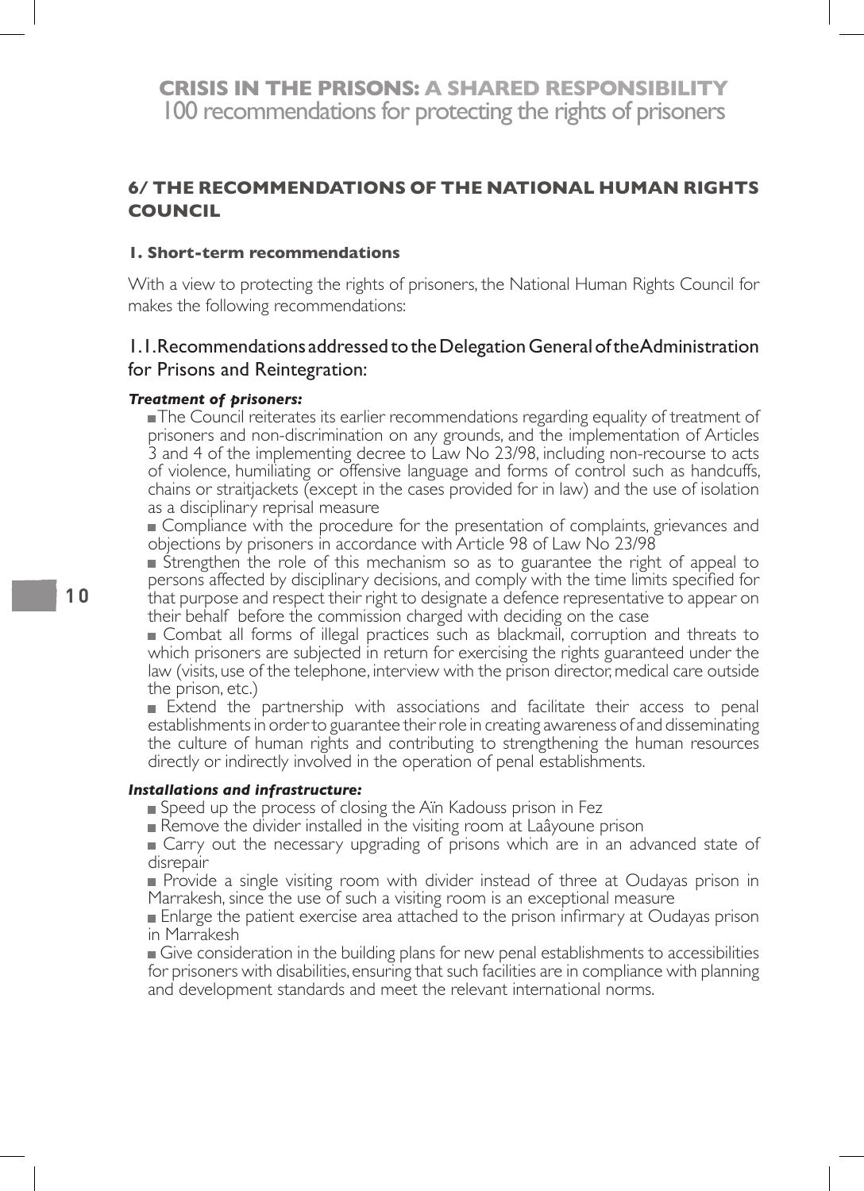## 6/ THE RECOMMENDATIONS OF THE NATIONAL HUMAN RIGHTS COUNCIL

### 1. Short-term recommendations

With a view to protecting the rights of prisoners, the National Human Rights Council for makes the following recommendations:

### 1.1. Recommendations addressed to the Delegation General of the Administration for Prisons and Reintegration:

***Treatment of prisoners:***

- The Council reiterates its earlier recommendations regarding equality of treatment of prisoners and non-discrimination on any grounds, and the implementation of Articles 3 and 4 of the implementing decree to Law No 23/98, including non-recourse to acts of violence, humiliating or offensive language and forms of control such as handcuffs, chains or straitjackets (except in the cases provided for in law) and the use of isolation as a disciplinary reprisal measure
- Compliance with the procedure for the presentation of complaints, grievances and objections by prisoners in accordance with Article 98 of Law No 23/98
- Strengthen the role of this mechanism so as to guarantee the right of appeal to persons affected by disciplinary decisions, and comply with the time limits specified for that purpose and respect their right to designate a defence representative to appear on their behalf before the commission charged with deciding on the case
- Combat all forms of illegal practices such as blackmail, corruption and threats to which prisoners are subjected in return for exercising the rights guaranteed under the law (visits, use of the telephone, interview with the prison director, medical care outside the prison, etc.)
- Extend the partnership with associations and facilitate their access to penal establishments in order to guarantee their role in creating awareness of and disseminating the culture of human rights and contributing to strengthening the human resources directly or indirectly involved in the operation of penal establishments.

***Installations and infrastructure:***

- Speed up the process of closing the Aïn Kadouss prison in Fez
- Remove the divider installed in the visiting room at Laâyoune prison
- Carry out the necessary upgrading of prisons which are in an advanced state of disrepair
- Provide a single visiting room with divider instead of three at Oudayas prison in Marrakesh, since the use of such a visiting room is an exceptional measure
- Enlarge the patient exercise area attached to the prison infirmary at Oudayas prison in Marrakesh
- Give consideration in the building plans for new penal establishments to accessibilities for prisoners with disabilities, ensuring that such facilities are in compliance with planning and development standards and meet the relevant international norms.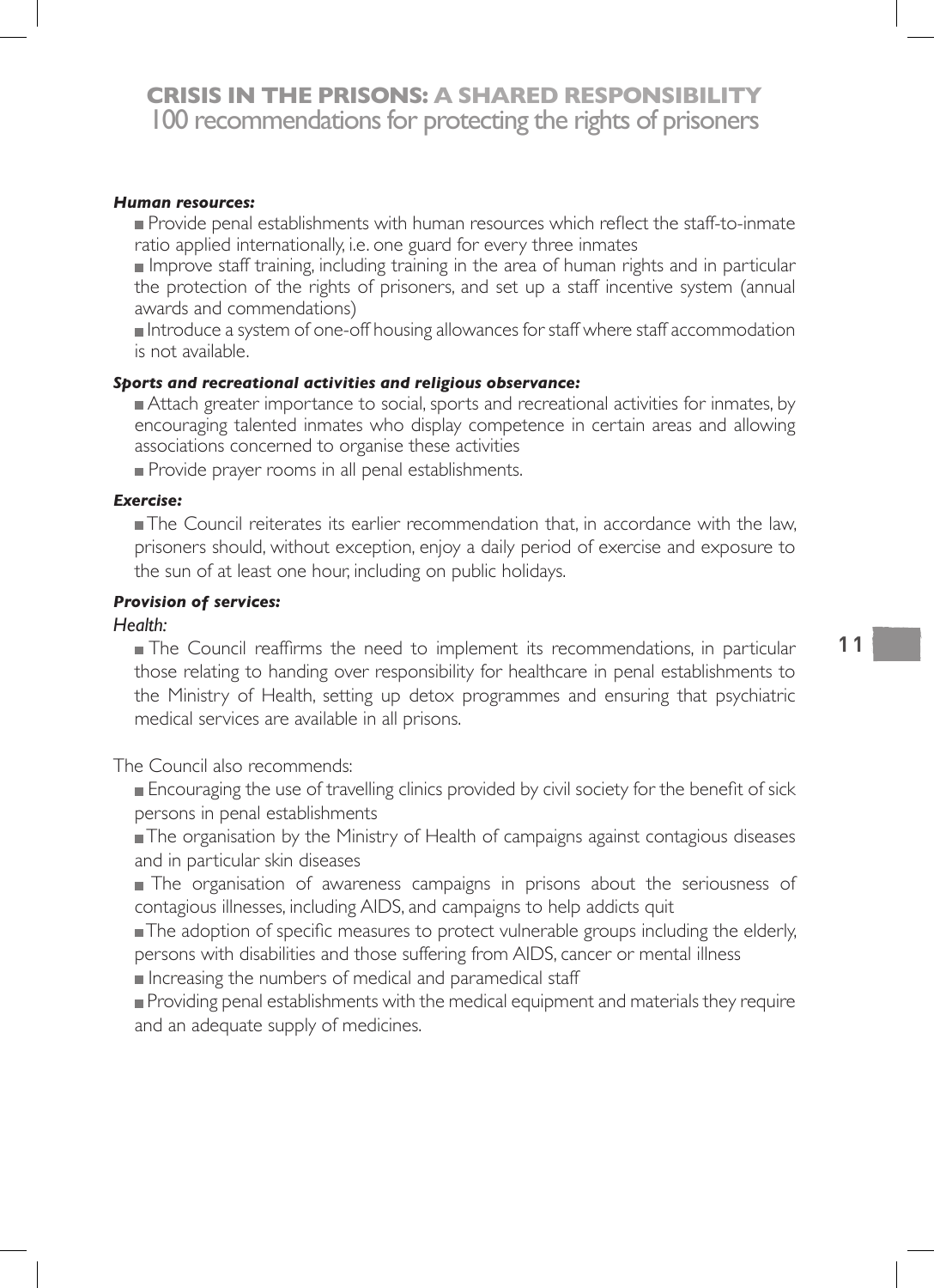#### *Human resources:*

- Provide penal establishments with human resources which reflect the staff-to-inmate ratio applied internationally, i.e. one guard for every three inmates
- Improve staff training, including training in the area of human rights and in particular the protection of the rights of prisoners, and set up a staff incentive system (annual awards and commendations)
- Introduce a system of one-off housing allowances for staff where staff accommodation is not available.

#### *Sports and recreational activities and religious observance:*

- Attach greater importance to social, sports and recreational activities for inmates, by encouraging talented inmates who display competence in certain areas and allowing associations concerned to organise these activities
- Provide prayer rooms in all penal establishments.

#### *Exercise:*

- The Council reiterates its earlier recommendation that, in accordance with the law, prisoners should, without exception, enjoy a daily period of exercise and exposure to the sun of at least one hour, including on public holidays.

#### *Provision of services:*

*Health:*

- The Council reaffirms the need to implement its recommendations, in particular those relating to handing over responsibility for healthcare in penal establishments to the Ministry of Health, setting up detox programmes and ensuring that psychiatric medical services are available in all prisons.

The Council also recommends:

- Encouraging the use of travelling clinics provided by civil society for the benefit of sick persons in penal establishments
- The organisation by the Ministry of Health of campaigns against contagious diseases and in particular skin diseases
- The organisation of awareness campaigns in prisons about the seriousness of contagious illnesses, including AIDS, and campaigns to help addicts quit
- The adoption of specific measures to protect vulnerable groups including the elderly, persons with disabilities and those suffering from AIDS, cancer or mental illness
- Increasing the numbers of medical and paramedical staff
- Providing penal establishments with the medical equipment and materials they require and an adequate supply of medicines.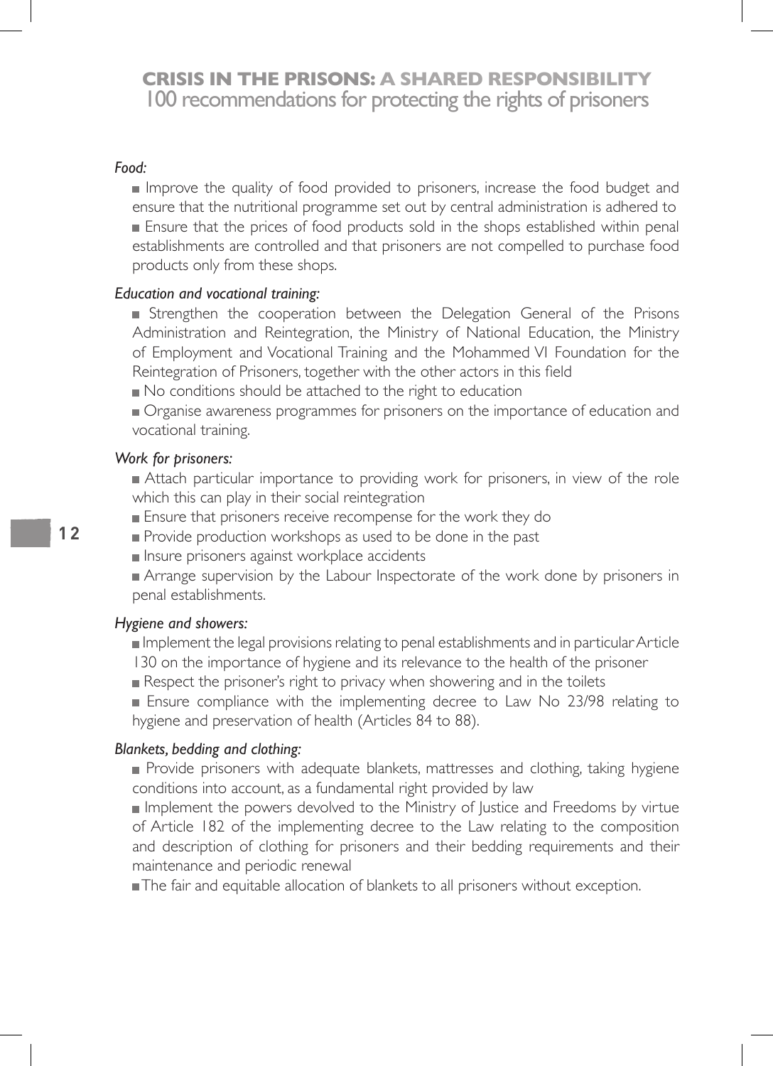*Food:*

- Improve the quality of food provided to prisoners, increase the food budget and ensure that the nutritional programme set out by central administration is adhered to
- Ensure that the prices of food products sold in the shops established within penal establishments are controlled and that prisoners are not compelled to purchase food products only from these shops.

*Education and vocational training:*

- Strengthen the cooperation between the Delegation General of the Prisons Administration and Reintegration, the Ministry of National Education, the Ministry of Employment and Vocational Training and the Mohammed VI Foundation for the Reintegration of Prisoners, together with the other actors in this field
- No conditions should be attached to the right to education
- Organise awareness programmes for prisoners on the importance of education and vocational training.

*Work for prisoners:*

- Attach particular importance to providing work for prisoners, in view of the role which this can play in their social reintegration
- Ensure that prisoners receive recompense for the work they do
- Provide production workshops as used to be done in the past
- Insure prisoners against workplace accidents
- Arrange supervision by the Labour Inspectorate of the work done by prisoners in penal establishments.

*Hygiene and showers:*

- Implement the legal provisions relating to penal establishments and in particular Article 130 on the importance of hygiene and its relevance to the health of the prisoner
- Respect the prisoner's right to privacy when showering and in the toilets
- Ensure compliance with the implementing decree to Law No 23/98 relating to hygiene and preservation of health (Articles 84 to 88).

*Blankets, bedding and clothing:*

- Provide prisoners with adequate blankets, mattresses and clothing, taking hygiene conditions into account, as a fundamental right provided by law
- Implement the powers devolved to the Ministry of Justice and Freedoms by virtue of Article 182 of the implementing decree to the Law relating to the composition and description of clothing for prisoners and their bedding requirements and their maintenance and periodic renewal
- The fair and equitable allocation of blankets to all prisoners without exception.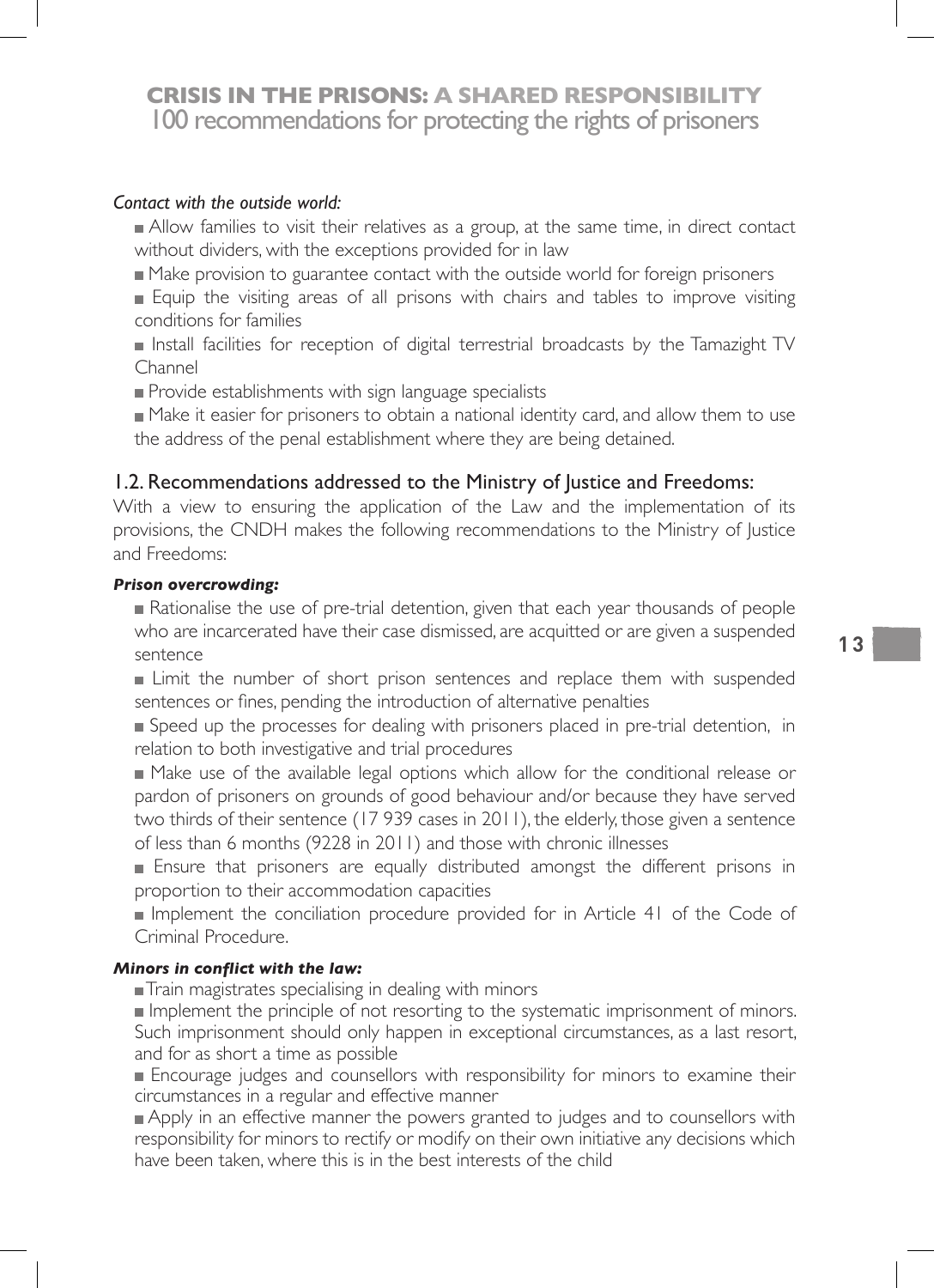*Contact with the outside world:*

- Allow families to visit their relatives as a group, at the same time, in direct contact without dividers, with the exceptions provided for in law
- Make provision to guarantee contact with the outside world for foreign prisoners
- Equip the visiting areas of all prisons with chairs and tables to improve visiting conditions for families
- Install facilities for reception of digital terrestrial broadcasts by the Tamazight TV Channel
- Provide establishments with sign language specialists
- Make it easier for prisoners to obtain a national identity card, and allow them to use the address of the penal establishment where they are being detained.

## 1.2. Recommendations addressed to the Ministry of Justice and Freedoms:

With a view to ensuring the application of the Law and the implementation of its provisions, the CNDH makes the following recommendations to the Ministry of Justice and Freedoms:

***Prison overcrowding:***

- Rationalise the use of pre-trial detention, given that each year thousands of people who are incarcerated have their case dismissed, are acquitted or are given a suspended sentence
- Limit the number of short prison sentences and replace them with suspended sentences or fines, pending the introduction of alternative penalties
- Speed up the processes for dealing with prisoners placed in pre-trial detention, in relation to both investigative and trial procedures
- Make use of the available legal options which allow for the conditional release or pardon of prisoners on grounds of good behaviour and/or because they have served two thirds of their sentence (17 939 cases in 2011), the elderly, those given a sentence of less than 6 months (9228 in 2011) and those with chronic illnesses
- Ensure that prisoners are equally distributed amongst the different prisons in proportion to their accommodation capacities
- Implement the conciliation procedure provided for in Article 41 of the Code of Criminal Procedure.

***Minors in conflict with the law:***

- Train magistrates specialising in dealing with minors
- Implement the principle of not resorting to the systematic imprisonment of minors. Such imprisonment should only happen in exceptional circumstances, as a last resort, and for as short a time as possible
- Encourage judges and counsellors with responsibility for minors to examine their circumstances in a regular and effective manner
- Apply in an effective manner the powers granted to judges and to counsellors with responsibility for minors to rectify or modify on their own initiative any decisions which have been taken, where this is in the best interests of the child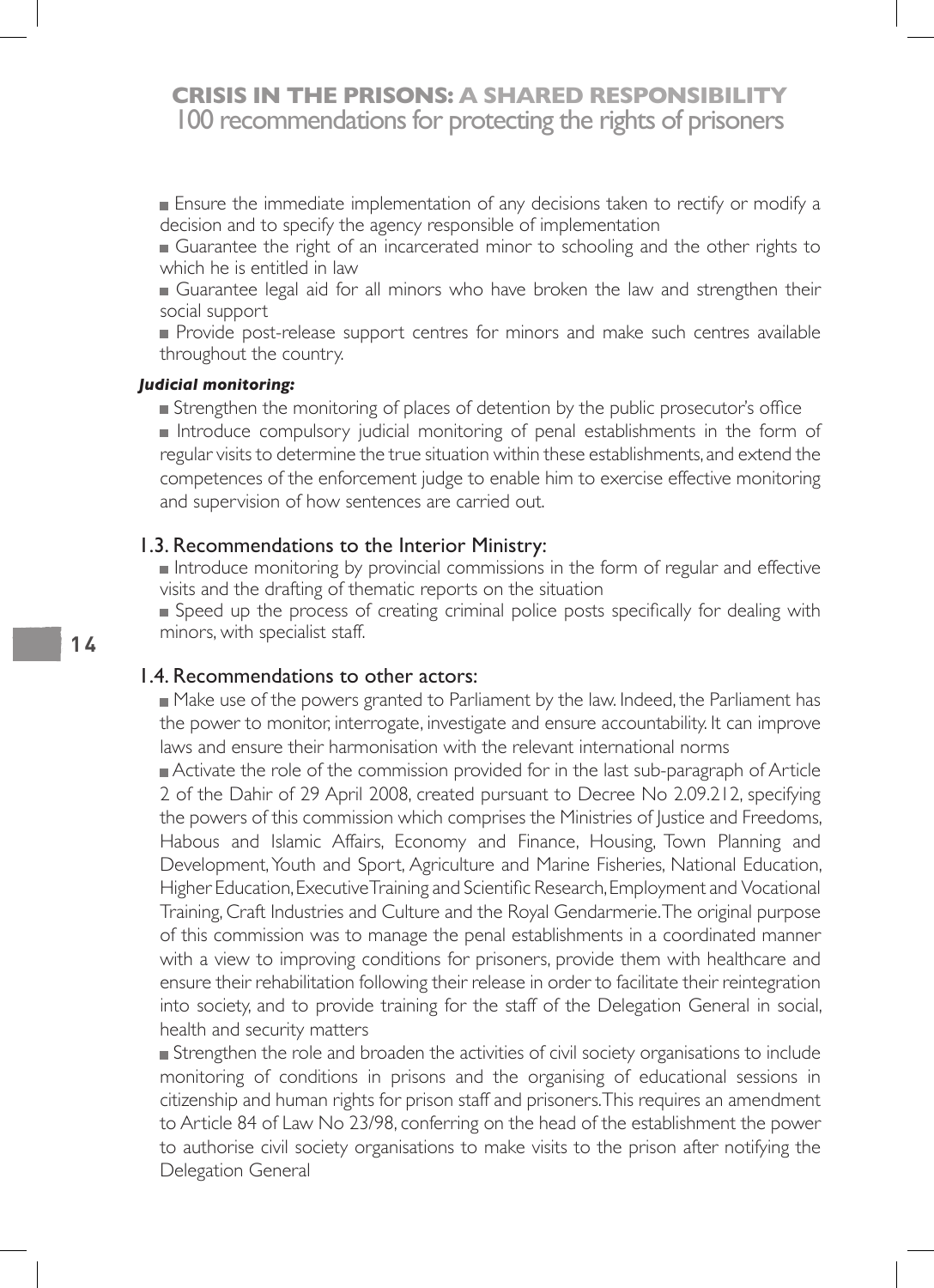- Ensure the immediate implementation of any decisions taken to rectify or modify a decision and to specify the agency responsible of implementation
- Guarantee the right of an incarcerated minor to schooling and the other rights to which he is entitled in law
- Guarantee legal aid for all minors who have broken the law and strengthen their social support
- Provide post-release support centres for minors and make such centres available throughout the country.

***Judicial monitoring:***

- Strengthen the monitoring of places of detention by the public prosecutor's office
- Introduce compulsory judicial monitoring of penal establishments in the form of regular visits to determine the true situation within these establishments, and extend the competences of the enforcement judge to enable him to exercise effective monitoring and supervision of how sentences are carried out.

## 1.3. Recommendations to the Interior Ministry:

- Introduce monitoring by provincial commissions in the form of regular and effective visits and the drafting of thematic reports on the situation
- Speed up the process of creating criminal police posts specifically for dealing with minors, with specialist staff.

## 1.4. Recommendations to other actors:

- Make use of the powers granted to Parliament by the law. Indeed, the Parliament has the power to monitor, interrogate, investigate and ensure accountability. It can improve laws and ensure their harmonisation with the relevant international norms
- Activate the role of the commission provided for in the last sub-paragraph of Article 2 of the Dahir of 29 April 2008, created pursuant to Decree No 2.09.212, specifying the powers of this commission which comprises the Ministries of Justice and Freedoms, Habous and Islamic Affairs, Economy and Finance, Housing, Town Planning and Development, Youth and Sport, Agriculture and Marine Fisheries, National Education, Higher Education, Executive Training and Scientific Research, Employment and Vocational Training, Craft Industries and Culture and the Royal Gendarmerie. The original purpose of this commission was to manage the penal establishments in a coordinated manner with a view to improving conditions for prisoners, provide them with healthcare and ensure their rehabilitation following their release in order to facilitate their reintegration into society, and to provide training for the staff of the Delegation General in social, health and security matters
- Strengthen the role and broaden the activities of civil society organisations to include monitoring of conditions in prisons and the organising of educational sessions in citizenship and human rights for prison staff and prisoners. This requires an amendment to Article 84 of Law No 23/98, conferring on the head of the establishment the power to authorise civil society organisations to make visits to the prison after notifying the Delegation General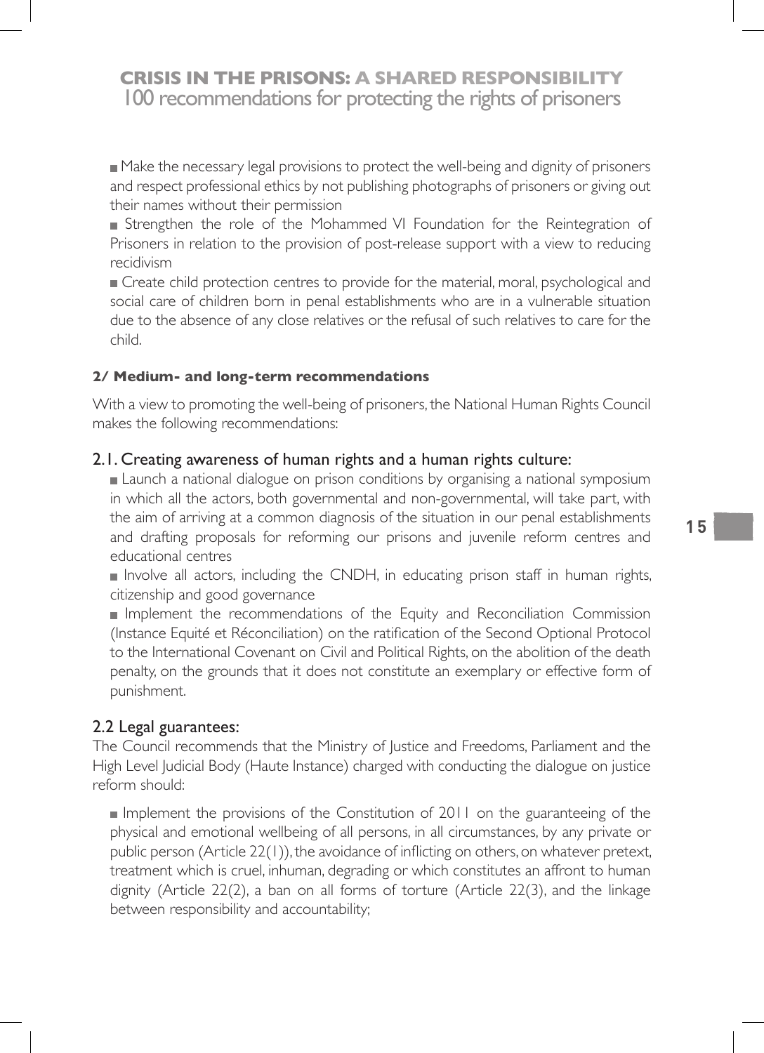- Make the necessary legal provisions to protect the well-being and dignity of prisoners and respect professional ethics by not publishing photographs of prisoners or giving out their names without their permission
- Strengthen the role of the Mohammed VI Foundation for the Reintegration of Prisoners in relation to the provision of post-release support with a view to reducing recidivism
- Create child protection centres to provide for the material, moral, psychological and social care of children born in penal establishments who are in a vulnerable situation due to the absence of any close relatives or the refusal of such relatives to care for the child.

#### 2/ Medium- and long-term recommendations

With a view to promoting the well-being of prisoners, the National Human Rights Council makes the following recommendations:

### 2.1. Creating awareness of human rights and a human rights culture:

- Launch a national dialogue on prison conditions by organising a national symposium in which all the actors, both governmental and non-governmental, will take part, with the aim of arriving at a common diagnosis of the situation in our penal establishments and drafting proposals for reforming our prisons and juvenile reform centres and educational centres
- Involve all actors, including the CNDH, in educating prison staff in human rights, citizenship and good governance
- Implement the recommendations of the Equity and Reconciliation Commission (Instance Equité et Réconciliation) on the ratification of the Second Optional Protocol to the International Covenant on Civil and Political Rights, on the abolition of the death penalty, on the grounds that it does not constitute an exemplary or effective form of punishment.

### 2.2 Legal guarantees:

The Council recommends that the Ministry of Justice and Freedoms, Parliament and the High Level Judicial Body (Haute Instance) charged with conducting the dialogue on justice reform should:

- Implement the provisions of the Constitution of 2011 on the guaranteeing of the physical and emotional wellbeing of all persons, in all circumstances, by any private or public person (Article 22(1)), the avoidance of inflicting on others, on whatever pretext, treatment which is cruel, inhuman, degrading or which constitutes an affront to human dignity (Article 22(2), a ban on all forms of torture (Article 22(3), and the linkage between responsibility and accountability;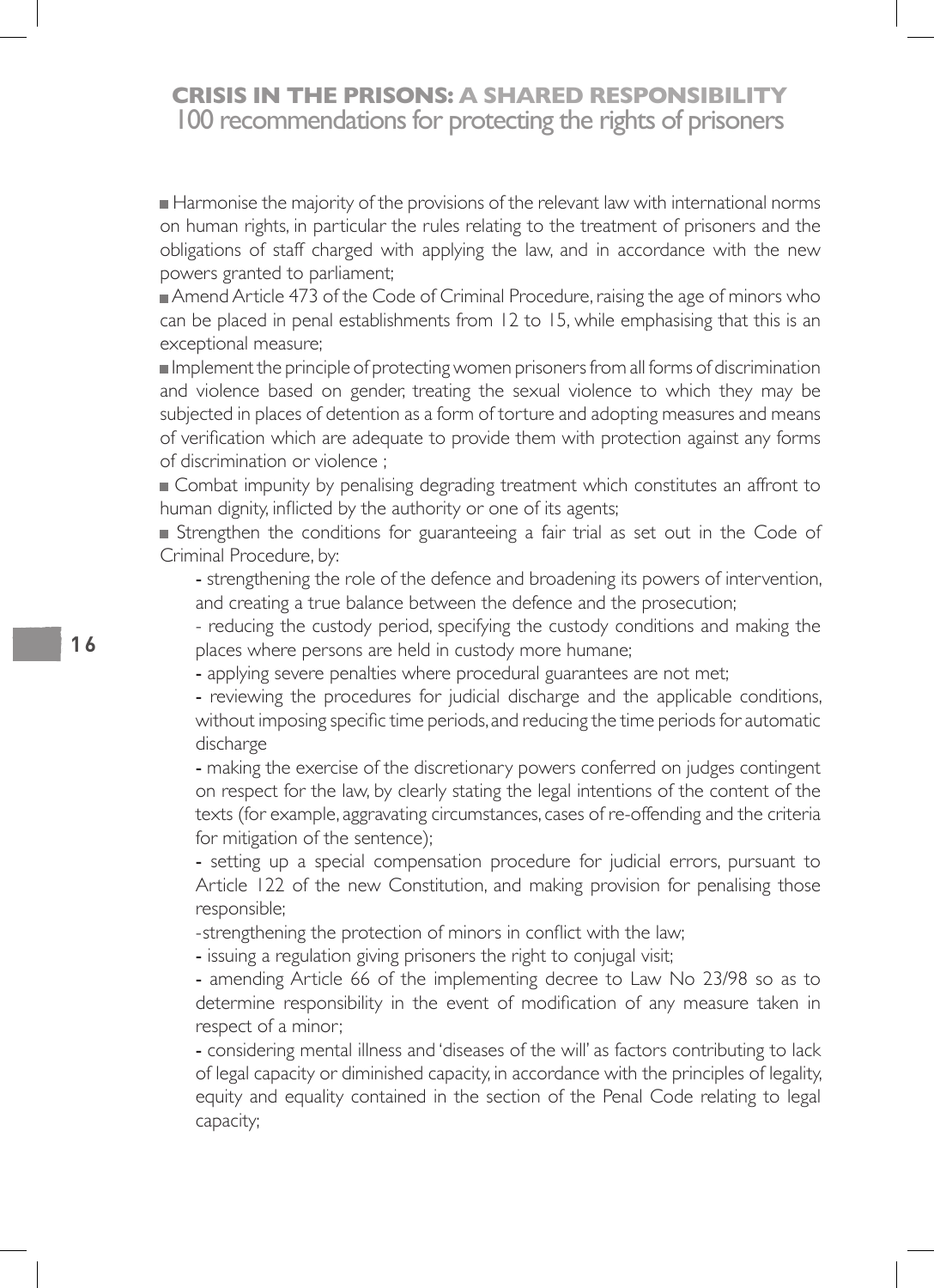- Harmonise the majority of the provisions of the relevant law with international norms on human rights, in particular the rules relating to the treatment of prisoners and the obligations of staff charged with applying the law, and in accordance with the new powers granted to parliament;
- Amend Article 473 of the Code of Criminal Procedure, raising the age of minors who can be placed in penal establishments from 12 to 15, while emphasising that this is an exceptional measure;
- Implement the principle of protecting women prisoners from all forms of discrimination and violence based on gender, treating the sexual violence to which they may be subjected in places of detention as a form of torture and adopting measures and means of verification which are adequate to provide them with protection against any forms of discrimination or violence ;
- Combat impunity by penalising degrading treatment which constitutes an affront to human dignity, inflicted by the authority or one of its agents;
- Strengthen the conditions for guaranteeing a fair trial as set out in the Code of Criminal Procedure, by:
  - strengthening the role of the defence and broadening its powers of intervention, and creating a true balance between the defence and the prosecution;
  - reducing the custody period, specifying the custody conditions and making the places where persons are held in custody more humane;
  - applying severe penalties where procedural guarantees are not met;
  - reviewing the procedures for judicial discharge and the applicable conditions, without imposing specific time periods, and reducing the time periods for automatic discharge
  - making the exercise of the discretionary powers conferred on judges contingent on respect for the law, by clearly stating the legal intentions of the content of the texts (for example, aggravating circumstances, cases of re-offending and the criteria for mitigation of the sentence);
  - setting up a special compensation procedure for judicial errors, pursuant to Article 122 of the new Constitution, and making provision for penalising those responsible;
  - strengthening the protection of minors in conflict with the law;
  - issuing a regulation giving prisoners the right to conjugal visit;
  - amending Article 66 of the implementing decree to Law No 23/98 so as to determine responsibility in the event of modification of any measure taken in respect of a minor;
  - considering mental illness and 'diseases of the will' as factors contributing to lack of legal capacity or diminished capacity, in accordance with the principles of legality, equity and equality contained in the section of the Penal Code relating to legal capacity;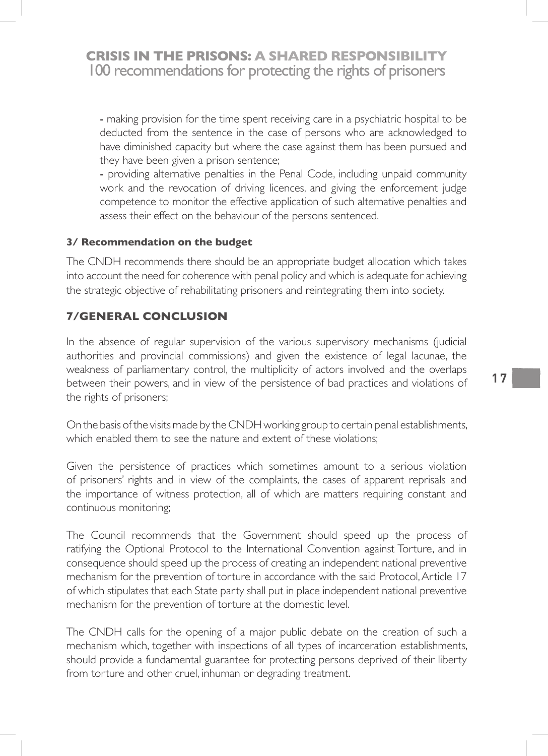- making provision for the time spent receiving care in a psychiatric hospital to be deducted from the sentence in the case of persons who are acknowledged to have diminished capacity but where the case against them has been pursued and they have been given a prison sentence;
- providing alternative penalties in the Penal Code, including unpaid community work and the revocation of driving licences, and giving the enforcement judge competence to monitor the effective application of such alternative penalties and assess their effect on the behaviour of the persons sentenced.

### 3/ Recommendation on the budget

The CNDH recommends there should be an appropriate budget allocation which takes into account the need for coherence with penal policy and which is adequate for achieving the strategic objective of rehabilitating prisoners and reintegrating them into society.

## 7/GENERAL CONCLUSION

In the absence of regular supervision of the various supervisory mechanisms (judicial authorities and provincial commissions) and given the existence of legal lacunae, the weakness of parliamentary control, the multiplicity of actors involved and the overlaps between their powers, and in view of the persistence of bad practices and violations of the rights of prisoners;

On the basis of the visits made by the CNDH working group to certain penal establishments, which enabled them to see the nature and extent of these violations;

Given the persistence of practices which sometimes amount to a serious violation of prisoners' rights and in view of the complaints, the cases of apparent reprisals and the importance of witness protection, all of which are matters requiring constant and continuous monitoring;

The Council recommends that the Government should speed up the process of ratifying the Optional Protocol to the International Convention against Torture, and in consequence should speed up the process of creating an independent national preventive mechanism for the prevention of torture in accordance with the said Protocol, Article 17 of which stipulates that each State party shall put in place independent national preventive mechanism for the prevention of torture at the domestic level.

The CNDH calls for the opening of a major public debate on the creation of such a mechanism which, together with inspections of all types of incarceration establishments, should provide a fundamental guarantee for protecting persons deprived of their liberty from torture and other cruel, inhuman or degrading treatment.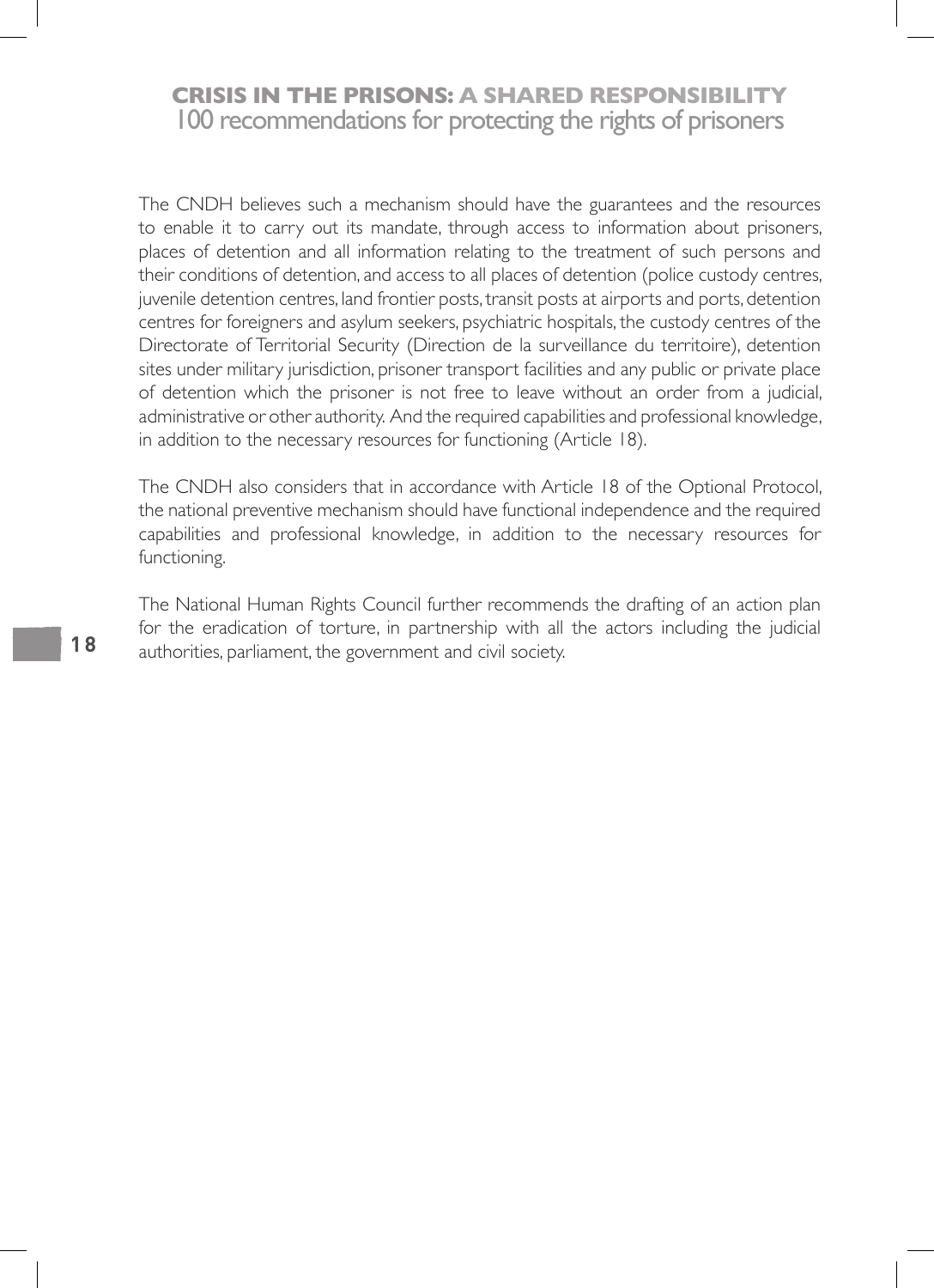The CNDH believes such a mechanism should have the guarantees and the resources to enable it to carry out its mandate, through access to information about prisoners, places of detention and all information relating to the treatment of such persons and their conditions of detention, and access to all places of detention (police custody centres, juvenile detention centres, land frontier posts, transit posts at airports and ports, detention centres for foreigners and asylum seekers, psychiatric hospitals, the custody centres of the Directorate of Territorial Security (Direction de la surveillance du territoire), detention sites under military jurisdiction, prisoner transport facilities and any public or private place of detention which the prisoner is not free to leave without an order from a judicial, administrative or other authority. And the required capabilities and professional knowledge, in addition to the necessary resources for functioning (Article 18).

The CNDH also considers that in accordance with Article 18 of the Optional Protocol, the national preventive mechanism should have functional independence and the required capabilities and professional knowledge, in addition to the necessary resources for functioning.

The National Human Rights Council further recommends the drafting of an action plan for the eradication of torture, in partnership with all the actors including the judicial authorities, parliament, the government and civil society.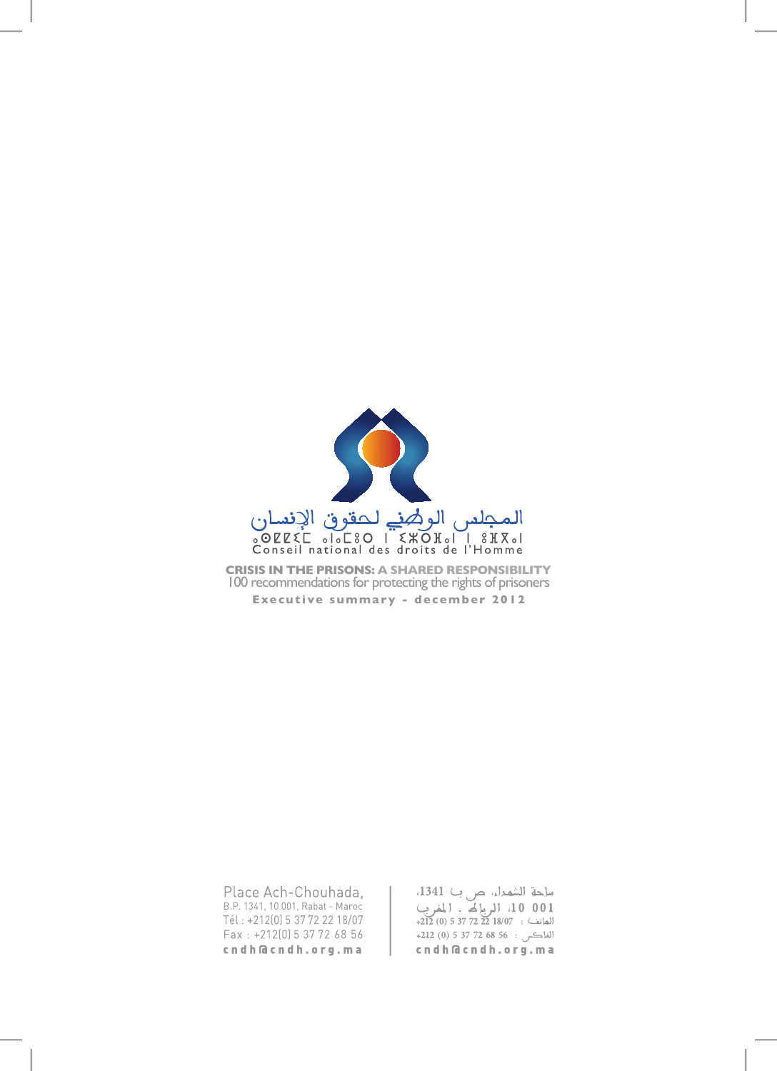المجلس الوطني لحقوق الإنسان

ⴰⵙⵙⵉⵍⵉ ⴰⵏⴰⵎⵓⵔ ⵏ ⵉⵣⵔⴼⴰⵏ ⵏ ⵓⴼⴳⴰⵏ

Conseil national des droits de l'Homme

**CRISIS IN THE PRISONS: A SHARED RESPONSIBILITY**

100 recommendations for protecting the rights of prisoners

**Executive summary - december 2012**

Place Ach-Chouhada,
B.P. 1341, 10 001, Rabat - Maroc
Tél : +212(0) 5 37 72 22 18/07
Fax : +212(0) 5 37 72 68 56
cndh@cndh.org.ma

ساحة الشهداء، ص ب 1341،
10 001، الرباط . المغرب
الهاتف : 18/07 22 72 37 5 (0) 212+
الفاكس : 56 68 72 37 5 (0) 212+
cndh@cndh.org.ma